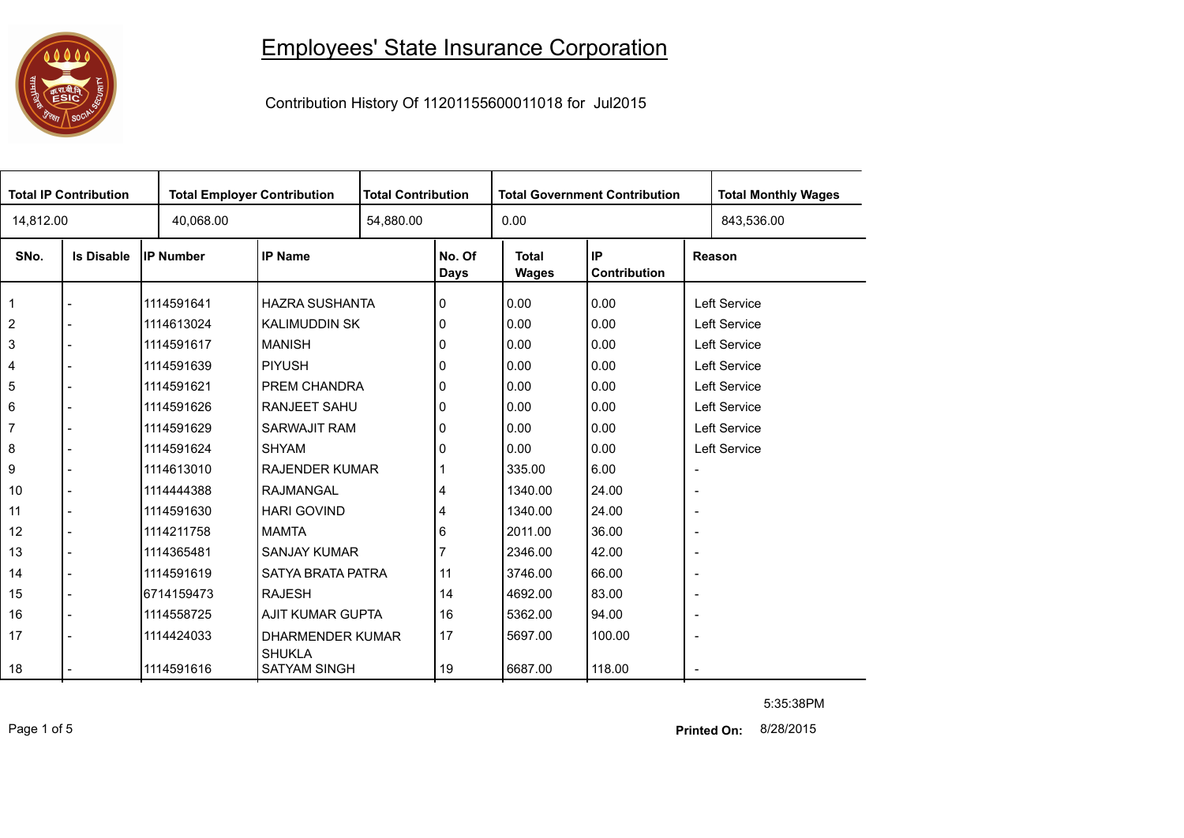# Employees' State Insurance Corporation

Contribution History Of 11201155600011018 for Jul2015

| Total IP Contribution | Total Employer Contribution | Total Contribution | Total Government Contribution | Total Monthly Wages |
|---|---|---|---|---|
| 14,812.00 | 40,068.00 | 54,880.00 | 0.00 | 843,536.00 |

| SNo. | Is Disable | IP Number | IP Name | No. Of Days | Total Wages | IP Contribution | Reason |
|---|---|---|---|---|---|---|---|
| 1 | - | 1114591641 | HAZRA SUSHANTA | 0 | 0.00 | 0.00 | Left Service |
| 2 | - | 1114613024 | KALIMUDDIN SK | 0 | 0.00 | 0.00 | Left Service |
| 3 | - | 1114591617 | MANISH | 0 | 0.00 | 0.00 | Left Service |
| 4 | - | 1114591639 | PIYUSH | 0 | 0.00 | 0.00 | Left Service |
| 5 | - | 1114591621 | PREM CHANDRA | 0 | 0.00 | 0.00 | Left Service |
| 6 | - | 1114591626 | RANJEET SAHU | 0 | 0.00 | 0.00 | Left Service |
| 7 | - | 1114591629 | SARWAJIT RAM | 0 | 0.00 | 0.00 | Left Service |
| 8 | - | 1114591624 | SHYAM | 0 | 0.00 | 0.00 | Left Service |
| 9 | - | 1114613010 | RAJENDER KUMAR | 1 | 335.00 | 6.00 | - |
| 10 | - | 1114444388 | RAJMANGAL | 4 | 1340.00 | 24.00 | - |
| 11 | - | 1114591630 | HARI GOVIND | 4 | 1340.00 | 24.00 | - |
| 12 | - | 1114211758 | MAMTA | 6 | 2011.00 | 36.00 | - |
| 13 | - | 1114365481 | SANJAY KUMAR | 7 | 2346.00 | 42.00 | - |
| 14 | - | 1114591619 | SATYA BRATA PATRA | 11 | 3746.00 | 66.00 | - |
| 15 | - | 6714159473 | RAJESH | 14 | 4692.00 | 83.00 | - |
| 16 | - | 1114558725 | AJIT KUMAR GUPTA | 16 | 5362.00 | 94.00 | - |
| 17 | - | 1114424033 | DHARMENDER KUMAR SHUKLA | 17 | 5697.00 | 100.00 | - |
| 18 | - | 1114591616 | SATYAM SINGH | 19 | 6687.00 | 118.00 | - |

5:35:38PM

**Printed On:** 8/28/2015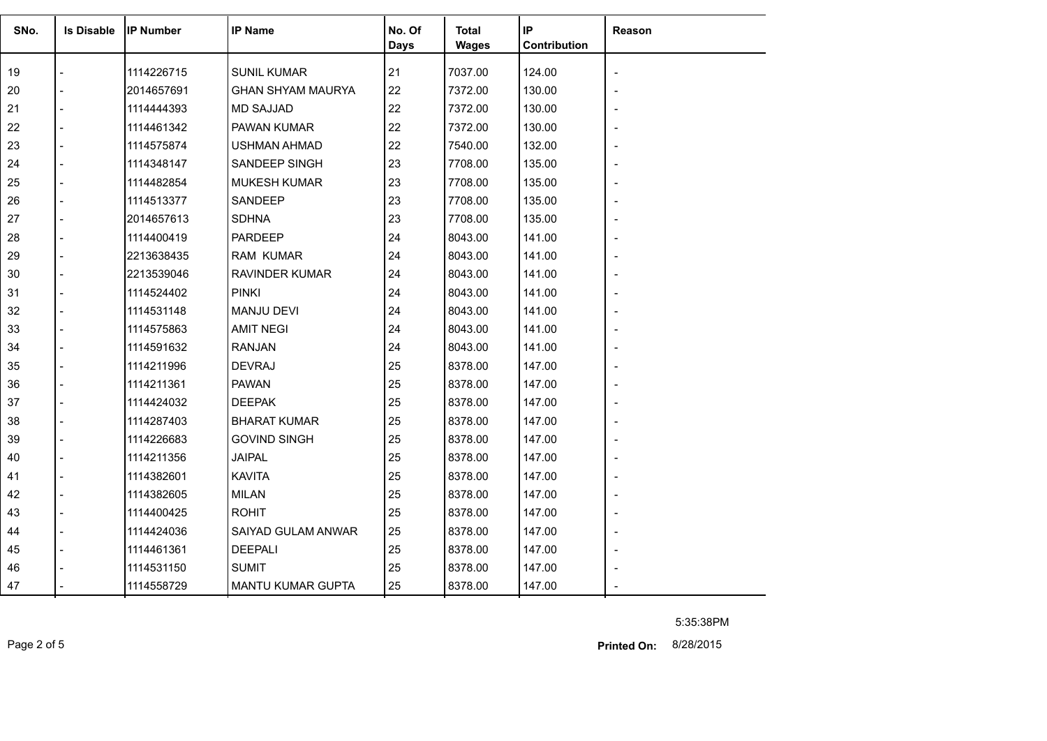| SNo. | Is Disable | IP Number | IP Name | No. Of Days | Total Wages | IP Contribution | Reason |
|---|---|---|---|---|---|---|---|
| 19 | - | 1114226715 | SUNIL KUMAR | 21 | 7037.00 | 124.00 | - |
| 20 | - | 2014657691 | GHAN SHYAM MAURYA | 22 | 7372.00 | 130.00 | - |
| 21 | - | 1114444393 | MD SAJJAD | 22 | 7372.00 | 130.00 | - |
| 22 | - | 1114461342 | PAWAN KUMAR | 22 | 7372.00 | 130.00 | - |
| 23 | - | 1114575874 | USHMAN AHMAD | 22 | 7540.00 | 132.00 | - |
| 24 | - | 1114348147 | SANDEEP SINGH | 23 | 7708.00 | 135.00 | - |
| 25 | - | 1114482854 | MUKESH KUMAR | 23 | 7708.00 | 135.00 | - |
| 26 | - | 1114513377 | SANDEEP | 23 | 7708.00 | 135.00 | - |
| 27 | - | 2014657613 | SDHNA | 23 | 7708.00 | 135.00 | - |
| 28 | - | 1114400419 | PARDEEP | 24 | 8043.00 | 141.00 | - |
| 29 | - | 2213638435 | RAM KUMAR | 24 | 8043.00 | 141.00 | - |
| 30 | - | 2213539046 | RAVINDER KUMAR | 24 | 8043.00 | 141.00 | - |
| 31 | - | 1114524402 | PINKI | 24 | 8043.00 | 141.00 | - |
| 32 | - | 1114531148 | MANJU DEVI | 24 | 8043.00 | 141.00 | - |
| 33 | - | 1114575863 | AMIT NEGI | 24 | 8043.00 | 141.00 | - |
| 34 | - | 1114591632 | RANJAN | 24 | 8043.00 | 141.00 | - |
| 35 | - | 1114211996 | DEVRAJ | 25 | 8378.00 | 147.00 | - |
| 36 | - | 1114211361 | PAWAN | 25 | 8378.00 | 147.00 | - |
| 37 | - | 1114424032 | DEEPAK | 25 | 8378.00 | 147.00 | - |
| 38 | - | 1114287403 | BHARAT KUMAR | 25 | 8378.00 | 147.00 | - |
| 39 | - | 1114226683 | GOVIND SINGH | 25 | 8378.00 | 147.00 | - |
| 40 | - | 1114211356 | JAIPAL | 25 | 8378.00 | 147.00 | - |
| 41 | - | 1114382601 | KAVITA | 25 | 8378.00 | 147.00 | - |
| 42 | - | 1114382605 | MILAN | 25 | 8378.00 | 147.00 | - |
| 43 | - | 1114400425 | ROHIT | 25 | 8378.00 | 147.00 | - |
| 44 | - | 1114424036 | SAIYAD GULAM ANWAR | 25 | 8378.00 | 147.00 | - |
| 45 | - | 1114461361 | DEEPALI | 25 | 8378.00 | 147.00 | - |
| 46 | - | 1114531150 | SUMIT | 25 | 8378.00 | 147.00 | - |
| 47 | - | 1114558729 | MANTU KUMAR GUPTA | 25 | 8378.00 | 147.00 | - |

5:35:38PM

**Printed On:** 8/28/2015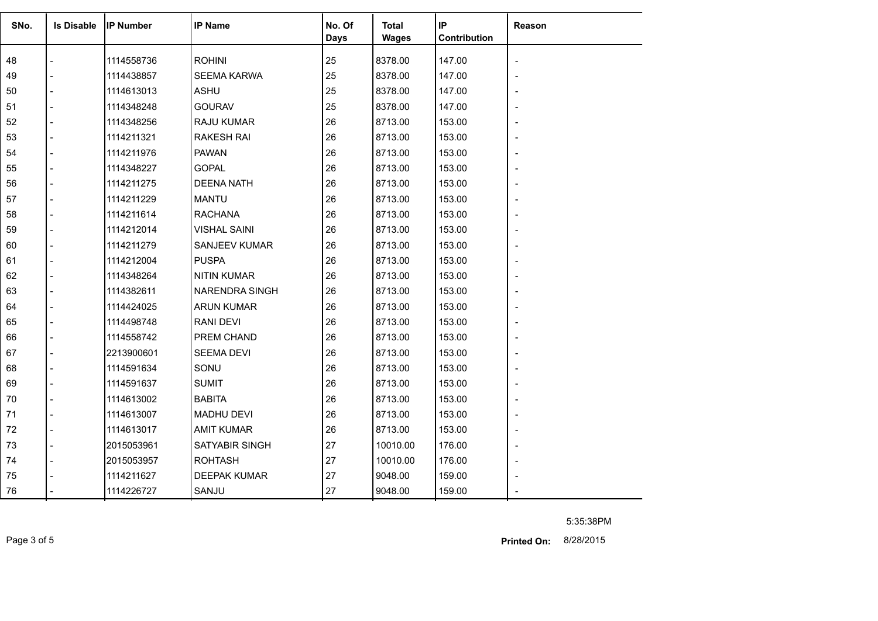| SNo. | Is Disable | IP Number | IP Name | No. Of Days | Total Wages | IP Contribution | Reason |
|---|---|---|---|---|---|---|---|
| 48 | - | 1114558736 | ROHINI | 25 | 8378.00 | 147.00 | - |
| 49 | - | 1114438857 | SEEMA KARWA | 25 | 8378.00 | 147.00 | - |
| 50 | - | 1114613013 | ASHU | 25 | 8378.00 | 147.00 | - |
| 51 | - | 1114348248 | GOURAV | 25 | 8378.00 | 147.00 | - |
| 52 | - | 1114348256 | RAJU KUMAR | 26 | 8713.00 | 153.00 | - |
| 53 | - | 1114211321 | RAKESH RAI | 26 | 8713.00 | 153.00 | - |
| 54 | - | 1114211976 | PAWAN | 26 | 8713.00 | 153.00 | - |
| 55 | - | 1114348227 | GOPAL | 26 | 8713.00 | 153.00 | - |
| 56 | - | 1114211275 | DEENA NATH | 26 | 8713.00 | 153.00 | - |
| 57 | - | 1114211229 | MANTU | 26 | 8713.00 | 153.00 | - |
| 58 | - | 1114211614 | RACHANA | 26 | 8713.00 | 153.00 | - |
| 59 | - | 1114212014 | VISHAL SAINI | 26 | 8713.00 | 153.00 | - |
| 60 | - | 1114211279 | SANJEEV KUMAR | 26 | 8713.00 | 153.00 | - |
| 61 | - | 1114212004 | PUSPA | 26 | 8713.00 | 153.00 | - |
| 62 | - | 1114348264 | NITIN KUMAR | 26 | 8713.00 | 153.00 | - |
| 63 | - | 1114382611 | NARENDRA SINGH | 26 | 8713.00 | 153.00 | - |
| 64 | - | 1114424025 | ARUN KUMAR | 26 | 8713.00 | 153.00 | - |
| 65 | - | 1114498748 | RANI DEVI | 26 | 8713.00 | 153.00 | - |
| 66 | - | 1114558742 | PREM CHAND | 26 | 8713.00 | 153.00 | - |
| 67 | - | 2213900601 | SEEMA DEVI | 26 | 8713.00 | 153.00 | - |
| 68 | - | 1114591634 | SONU | 26 | 8713.00 | 153.00 | - |
| 69 | - | 1114591637 | SUMIT | 26 | 8713.00 | 153.00 | - |
| 70 | - | 1114613002 | BABITA | 26 | 8713.00 | 153.00 | - |
| 71 | - | 1114613007 | MADHU DEVI | 26 | 8713.00 | 153.00 | - |
| 72 | - | 1114613017 | AMIT KUMAR | 26 | 8713.00 | 153.00 | - |
| 73 | - | 2015053961 | SATYABIR SINGH | 27 | 10010.00 | 176.00 | - |
| 74 | - | 2015053957 | ROHTASH | 27 | 10010.00 | 176.00 | - |
| 75 | - | 1114211627 | DEEPAK KUMAR | 27 | 9048.00 | 159.00 | - |
| 76 | - | 1114226727 | SANJU | 27 | 9048.00 | 159.00 | - |

5:35:38PM

**Printed On:** 8/28/2015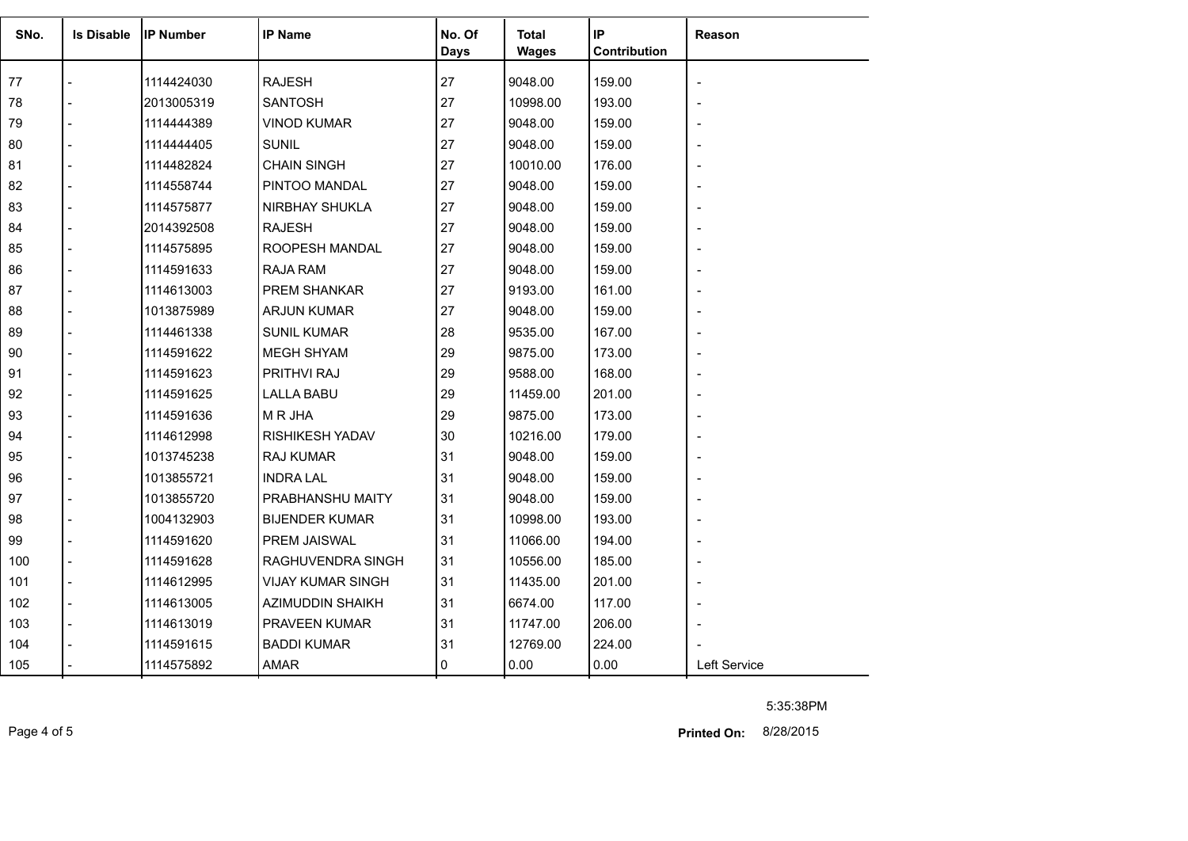| SNo. | Is Disable | IP Number | IP Name | No. Of Days | Total Wages | IP Contribution | Reason |
|---|---|---|---|---|---|---|---|
| 77 | - | 1114424030 | RAJESH | 27 | 9048.00 | 159.00 | - |
| 78 | - | 2013005319 | SANTOSH | 27 | 10998.00 | 193.00 | - |
| 79 | - | 1114444389 | VINOD KUMAR | 27 | 9048.00 | 159.00 | - |
| 80 | - | 1114444405 | SUNIL | 27 | 9048.00 | 159.00 | - |
| 81 | - | 1114482824 | CHAIN SINGH | 27 | 10010.00 | 176.00 | - |
| 82 | - | 1114558744 | PINTOO MANDAL | 27 | 9048.00 | 159.00 | - |
| 83 | - | 1114575877 | NIRBHAY SHUKLA | 27 | 9048.00 | 159.00 | - |
| 84 | - | 2014392508 | RAJESH | 27 | 9048.00 | 159.00 | - |
| 85 | - | 1114575895 | ROOPESH MANDAL | 27 | 9048.00 | 159.00 | - |
| 86 | - | 1114591633 | RAJA RAM | 27 | 9048.00 | 159.00 | - |
| 87 | - | 1114613003 | PREM SHANKAR | 27 | 9193.00 | 161.00 | - |
| 88 | - | 1013875989 | ARJUN KUMAR | 27 | 9048.00 | 159.00 | - |
| 89 | - | 1114461338 | SUNIL KUMAR | 28 | 9535.00 | 167.00 | - |
| 90 | - | 1114591622 | MEGH SHYAM | 29 | 9875.00 | 173.00 | - |
| 91 | - | 1114591623 | PRITHVI RAJ | 29 | 9588.00 | 168.00 | - |
| 92 | - | 1114591625 | LALLA BABU | 29 | 11459.00 | 201.00 | - |
| 93 | - | 1114591636 | M R JHA | 29 | 9875.00 | 173.00 | - |
| 94 | - | 1114612998 | RISHIKESH YADAV | 30 | 10216.00 | 179.00 | - |
| 95 | - | 1013745238 | RAJ KUMAR | 31 | 9048.00 | 159.00 | - |
| 96 | - | 1013855721 | INDRA LAL | 31 | 9048.00 | 159.00 | - |
| 97 | - | 1013855720 | PRABHANSHU MAITY | 31 | 9048.00 | 159.00 | - |
| 98 | - | 1004132903 | BIJENDER KUMAR | 31 | 10998.00 | 193.00 | - |
| 99 | - | 1114591620 | PREM JAISWAL | 31 | 11066.00 | 194.00 | - |
| 100 | - | 1114591628 | RAGHUVENDRA SINGH | 31 | 10556.00 | 185.00 | - |
| 101 | - | 1114612995 | VIJAY KUMAR SINGH | 31 | 11435.00 | 201.00 | - |
| 102 | - | 1114613005 | AZIMUDDIN SHAIKH | 31 | 6674.00 | 117.00 | - |
| 103 | - | 1114613019 | PRAVEEN KUMAR | 31 | 11747.00 | 206.00 | - |
| 104 | - | 1114591615 | BADDI KUMAR | 31 | 12769.00 | 224.00 | - |
| 105 | - | 1114575892 | AMAR | 0 | 0.00 | 0.00 | Left Service |

5:35:38PM

**Printed On:** 8/28/2015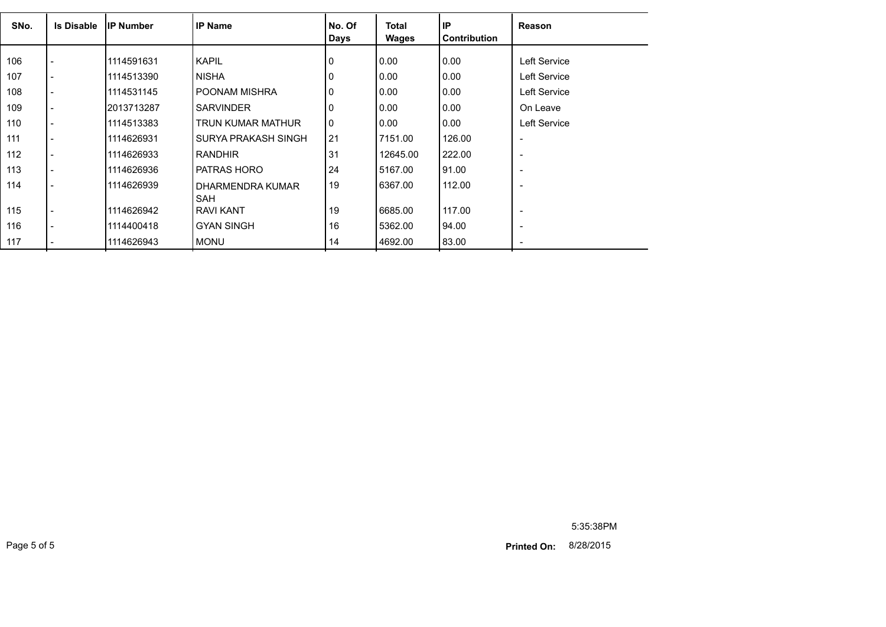| SNo. | Is Disable | IP Number | IP Name | No. Of Days | Total Wages | IP Contribution | Reason |
|---|---|---|---|---|---|---|---|
| 106 | - | 1114591631 | KAPIL | 0 | 0.00 | 0.00 | Left Service |
| 107 | - | 1114513390 | NISHA | 0 | 0.00 | 0.00 | Left Service |
| 108 | - | 1114531145 | POONAM MISHRA | 0 | 0.00 | 0.00 | Left Service |
| 109 | - | 2013713287 | SARVINDER | 0 | 0.00 | 0.00 | On Leave |
| 110 | - | 1114513383 | TRUN KUMAR MATHUR | 0 | 0.00 | 0.00 | Left Service |
| 111 | - | 1114626931 | SURYA PRAKASH SINGH | 21 | 7151.00 | 126.00 | - |
| 112 | - | 1114626933 | RANDHIR | 31 | 12645.00 | 222.00 | - |
| 113 | - | 1114626936 | PATRAS HORO | 24 | 5167.00 | 91.00 | - |
| 114 | - | 1114626939 | DHARMENDRA KUMAR SAH | 19 | 6367.00 | 112.00 | - |
| 115 | - | 1114626942 | RAVI KANT | 19 | 6685.00 | 117.00 | - |
| 116 | - | 1114400418 | GYAN SINGH | 16 | 5362.00 | 94.00 | - |
| 117 | - | 1114626943 | MONU | 14 | 4692.00 | 83.00 | - |

5:35:38PM

**Printed On:** 8/28/2015